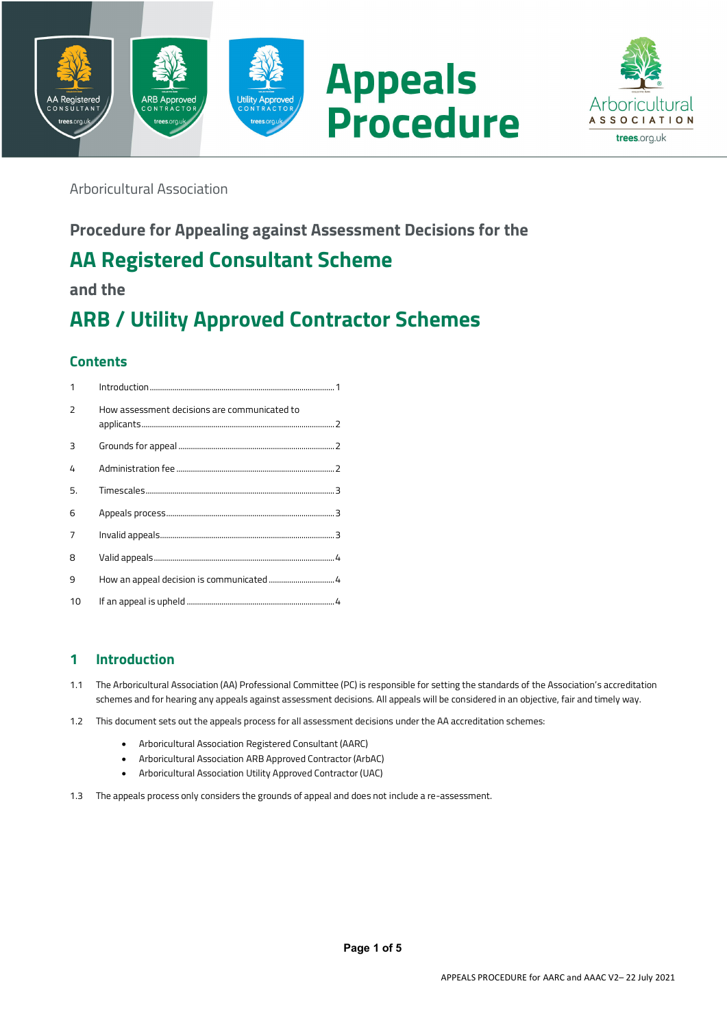# Appeals Procedure

Arboricultural Association

## Procedure for Appealing against Assessment Decisions for the

## AA Registered Consultant Scheme

## and the

## ARB / Utility Approved Contractor Schemes

### Contents

| | | |
|---|---|---|
| 1 | Introduction | 1 |
| 2 | How assessment decisions are communicated to applicants | 2 |
| 3 | Grounds for appeal | 2 |
| 4 | Administration fee | 2 |
| 5. | Timescales | 3 |
| 6 | Appeals process | 3 |
| 7 | Invalid appeals | 3 |
| 8 | Valid appeals | 4 |
| 9 | How an appeal decision is communicated | 4 |
| 10 | If an appeal is upheld | 4 |

## 1 Introduction

1.1 The Arboricultural Association (AA) Professional Committee (PC) is responsible for setting the standards of the Association's accreditation schemes and for hearing any appeals against assessment decisions. All appeals will be considered in an objective, fair and timely way.

1.2 This document sets out the appeals process for all assessment decisions under the AA accreditation schemes:

- Arboricultural Association Registered Consultant (AARC)
- Arboricultural Association ARB Approved Contractor (ArbAC)
- Arboricultural Association Utility Approved Contractor (UAC)

1.3 The appeals process only considers the grounds of appeal and does not include a re-assessment.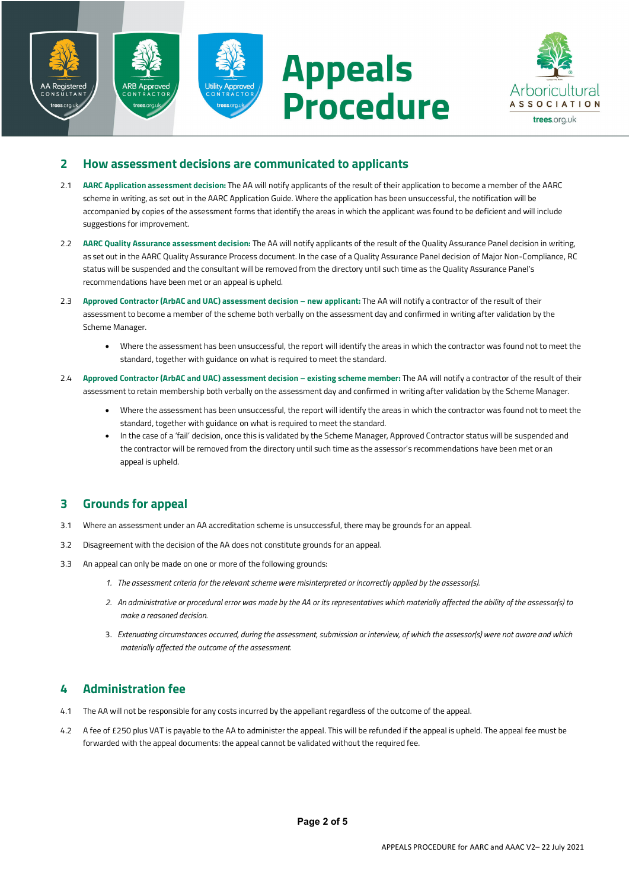## 2 How assessment decisions are communicated to applicants

2.1 **AARC Application assessment decision:** The AA will notify applicants of the result of their application to become a member of the AARC scheme in writing, as set out in the AARC Application Guide. Where the application has been unsuccessful, the notification will be accompanied by copies of the assessment forms that identify the areas in which the applicant was found to be deficient and will include suggestions for improvement.

2.2 **AARC Quality Assurance assessment decision:** The AA will notify applicants of the result of the Quality Assurance Panel decision in writing, as set out in the AARC Quality Assurance Process document. In the case of a Quality Assurance Panel decision of Major Non-Compliance, RC status will be suspended and the consultant will be removed from the directory until such time as the Quality Assurance Panel's recommendations have been met or an appeal is upheld.

2.3 **Approved Contractor (ArbAC and UAC) assessment decision – new applicant:** The AA will notify a contractor of the result of their assessment to become a member of the scheme both verbally on the assessment day and confirmed in writing after validation by the Scheme Manager.

- Where the assessment has been unsuccessful, the report will identify the areas in which the contractor was found not to meet the standard, together with guidance on what is required to meet the standard.

2.4 **Approved Contractor (ArbAC and UAC) assessment decision – existing scheme member:** The AA will notify a contractor of the result of their assessment to retain membership both verbally on the assessment day and confirmed in writing after validation by the Scheme Manager.

- Where the assessment has been unsuccessful, the report will identify the areas in which the contractor was found not to meet the standard, together with guidance on what is required to meet the standard.
- In the case of a 'fail' decision, once this is validated by the Scheme Manager, Approved Contractor status will be suspended and the contractor will be removed from the directory until such time as the assessor's recommendations have been met or an appeal is upheld.

## 3 Grounds for appeal

3.1 Where an assessment under an AA accreditation scheme is unsuccessful, there may be grounds for an appeal.

3.2 Disagreement with the decision of the AA does not constitute grounds for an appeal.

3.3 An appeal can only be made on one or more of the following grounds:

1. *The assessment criteria for the relevant scheme were misinterpreted or incorrectly applied by the assessor(s).*
2. *An administrative or procedural error was made by the AA or its representatives which materially affected the ability of the assessor(s) to make a reasoned decision.*
3. *Extenuating circumstances occurred, during the assessment, submission or interview, of which the assessor(s) were not aware and which materially affected the outcome of the assessment.*

## 4 Administration fee

4.1 The AA will not be responsible for any costs incurred by the appellant regardless of the outcome of the appeal.

4.2 A fee of £250 plus VAT is payable to the AA to administer the appeal. This will be refunded if the appeal is upheld. The appeal fee must be forwarded with the appeal documents: the appeal cannot be validated without the required fee.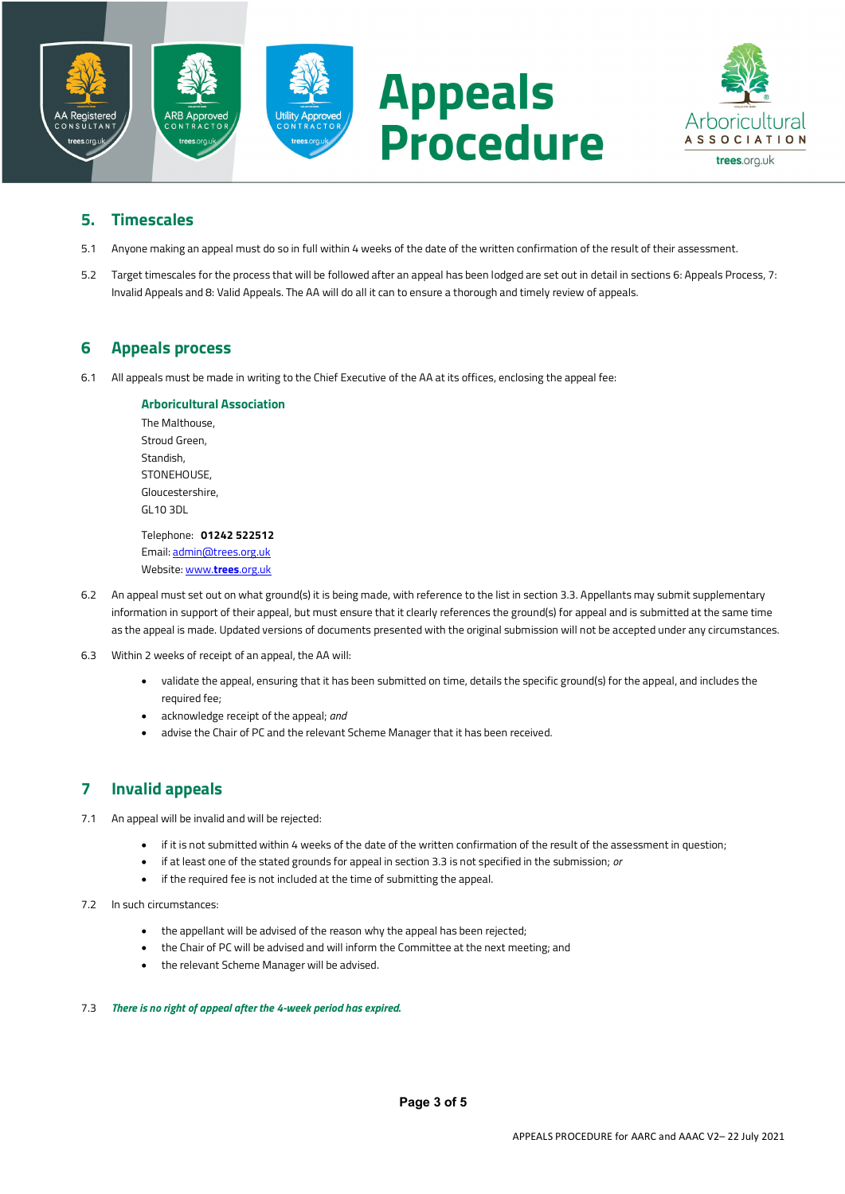## 5. Timescales

5.1 Anyone making an appeal must do so in full within 4 weeks of the date of the written confirmation of the result of their assessment.

5.2 Target timescales for the process that will be followed after an appeal has been lodged are set out in detail in sections 6: Appeals Process, 7: Invalid Appeals and 8: Valid Appeals. The AA will do all it can to ensure a thorough and timely review of appeals.

## 6 Appeals process

6.1 All appeals must be made in writing to the Chief Executive of the AA at its offices, enclosing the appeal fee:

**Arboricultural Association**
The Malthouse,
Stroud Green,
Standish,
STONEHOUSE,
Gloucestershire,
GL10 3DL

Telephone: **01242 522512**
Email: admin@trees.org.uk
Website: www.**trees**.org.uk

6.2 An appeal must set out on what ground(s) it is being made, with reference to the list in section 3.3. Appellants may submit supplementary information in support of their appeal, but must ensure that it clearly references the ground(s) for appeal and is submitted at the same time as the appeal is made. Updated versions of documents presented with the original submission will not be accepted under any circumstances.

6.3 Within 2 weeks of receipt of an appeal, the AA will:

- validate the appeal, ensuring that it has been submitted on time, details the specific ground(s) for the appeal, and includes the required fee;
- acknowledge receipt of the appeal; *and*
- advise the Chair of PC and the relevant Scheme Manager that it has been received.

## 7 Invalid appeals

7.1 An appeal will be invalid and will be rejected:

- if it is not submitted within 4 weeks of the date of the written confirmation of the result of the assessment in question;
- if at least one of the stated grounds for appeal in section 3.3 is not specified in the submission; *or*
- if the required fee is not included at the time of submitting the appeal.

7.2 In such circumstances:

- the appellant will be advised of the reason why the appeal has been rejected;
- the Chair of PC will be advised and will inform the Committee at the next meeting; and
- the relevant Scheme Manager will be advised.

7.3 ***There is no right of appeal after the 4-week period has expired.***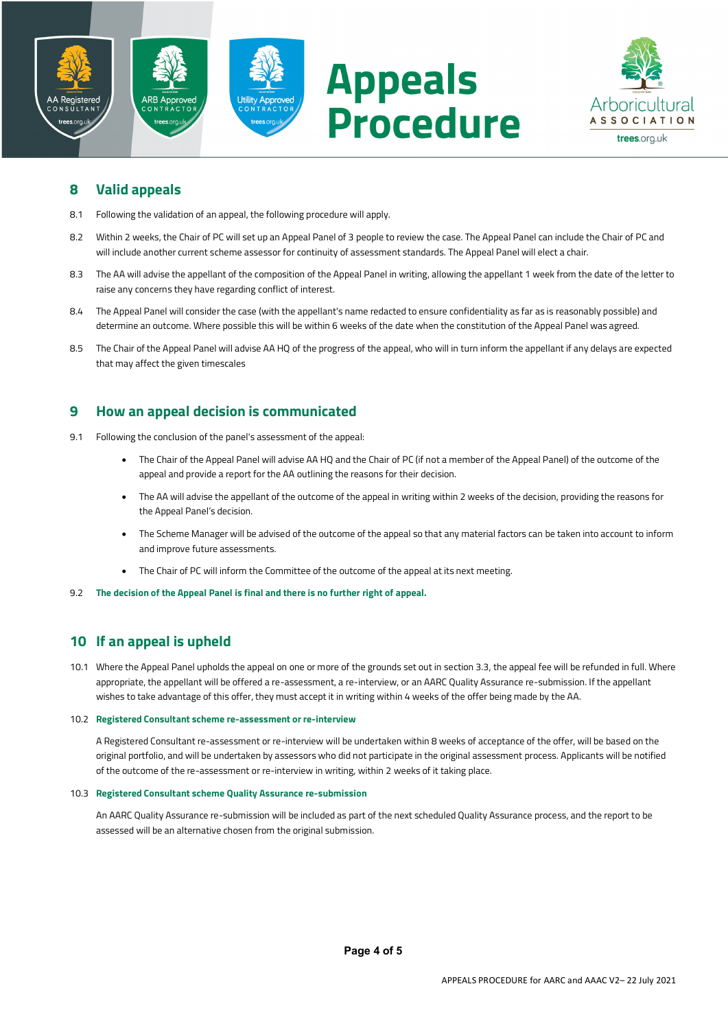## 8 Valid appeals

8.1 Following the validation of an appeal, the following procedure will apply.

8.2 Within 2 weeks, the Chair of PC will set up an Appeal Panel of 3 people to review the case. The Appeal Panel can include the Chair of PC and will include another current scheme assessor for continuity of assessment standards. The Appeal Panel will elect a chair.

8.3 The AA will advise the appellant of the composition of the Appeal Panel in writing, allowing the appellant 1 week from the date of the letter to raise any concerns they have regarding conflict of interest.

8.4 The Appeal Panel will consider the case (with the appellant's name redacted to ensure confidentiality as far as is reasonably possible) and determine an outcome. Where possible this will be within 6 weeks of the date when the constitution of the Appeal Panel was agreed.

8.5 The Chair of the Appeal Panel will advise AA HQ of the progress of the appeal, who will in turn inform the appellant if any delays are expected that may affect the given timescales

## 9 How an appeal decision is communicated

9.1 Following the conclusion of the panel's assessment of the appeal:

- The Chair of the Appeal Panel will advise AA HQ and the Chair of PC (if not a member of the Appeal Panel) of the outcome of the appeal and provide a report for the AA outlining the reasons for their decision.
- The AA will advise the appellant of the outcome of the appeal in writing within 2 weeks of the decision, providing the reasons for the Appeal Panel's decision.
- The Scheme Manager will be advised of the outcome of the appeal so that any material factors can be taken into account to inform and improve future assessments.
- The Chair of PC will inform the Committee of the outcome of the appeal at its next meeting.

9.2 **The decision of the Appeal Panel is final and there is no further right of appeal.**

## 10 If an appeal is upheld

10.1 Where the Appeal Panel upholds the appeal on one or more of the grounds set out in section 3.3, the appeal fee will be refunded in full. Where appropriate, the appellant will be offered a re-assessment, a re-interview, or an AARC Quality Assurance re-submission. If the appellant wishes to take advantage of this offer, they must accept it in writing within 4 weeks of the offer being made by the AA.

10.2 **Registered Consultant scheme re-assessment or re-interview**

A Registered Consultant re-assessment or re-interview will be undertaken within 8 weeks of acceptance of the offer, will be based on the original portfolio, and will be undertaken by assessors who did not participate in the original assessment process. Applicants will be notified of the outcome of the re-assessment or re-interview in writing, within 2 weeks of it taking place.

10.3 **Registered Consultant scheme Quality Assurance re-submission**

An AARC Quality Assurance re-submission will be included as part of the next scheduled Quality Assurance process, and the report to be assessed will be an alternative chosen from the original submission.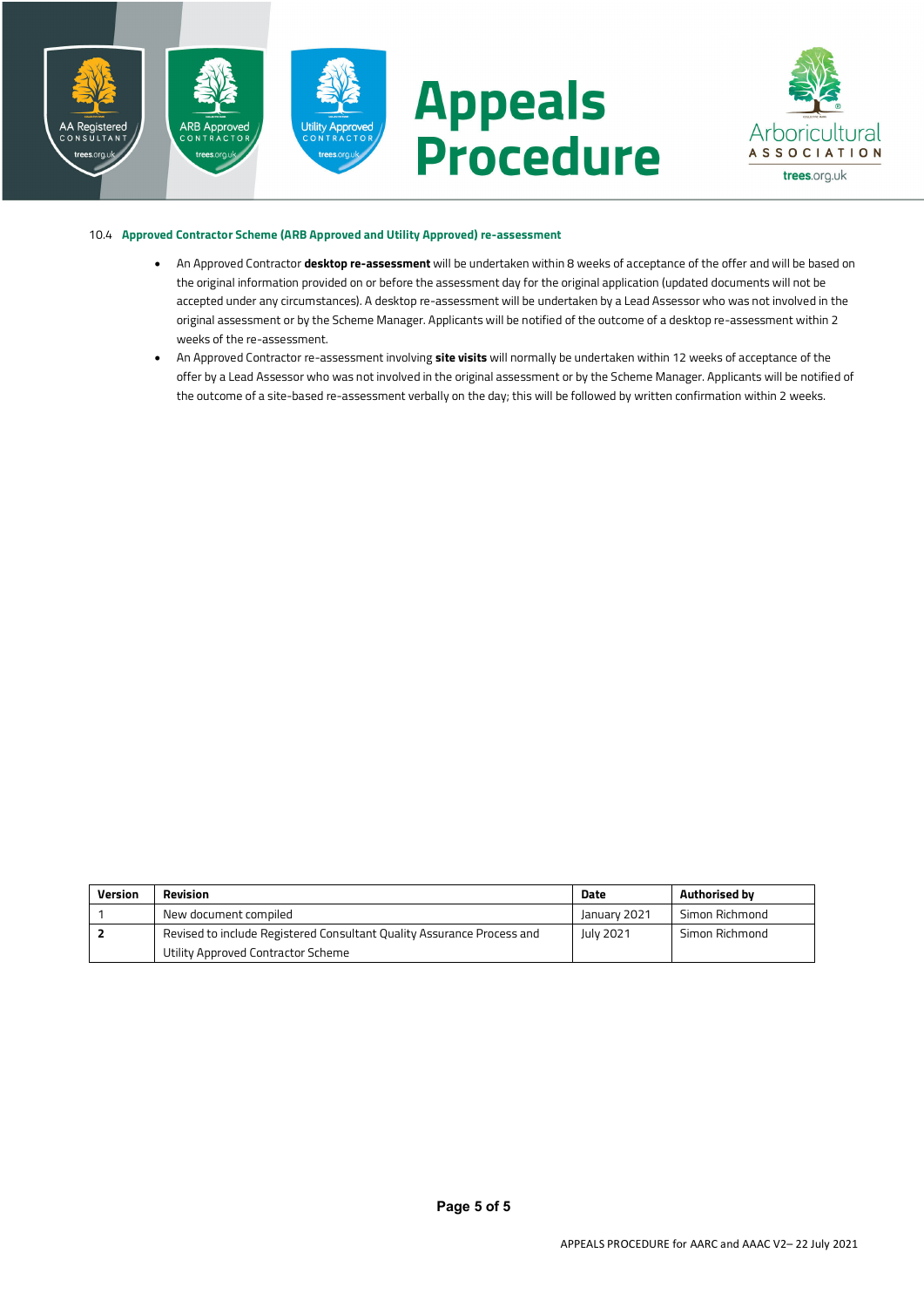### 10.4 Approved Contractor Scheme (ARB Approved and Utility Approved) re-assessment

- An Approved Contractor **desktop re-assessment** will be undertaken within 8 weeks of acceptance of the offer and will be based on the original information provided on or before the assessment day for the original application (updated documents will not be accepted under any circumstances). A desktop re-assessment will be undertaken by a Lead Assessor who was not involved in the original assessment or by the Scheme Manager. Applicants will be notified of the outcome of a desktop re-assessment within 2 weeks of the re-assessment.
- An Approved Contractor re-assessment involving **site visits** will normally be undertaken within 12 weeks of acceptance of the offer by a Lead Assessor who was not involved in the original assessment or by the Scheme Manager. Applicants will be notified of the outcome of a site-based re-assessment verbally on the day; this will be followed by written confirmation within 2 weeks.

| Version | Revision | Date | Authorised by |
|---|---|---|---|
| 1 | New document compiled | January 2021 | Simon Richmond |
| **2** | Revised to include Registered Consultant Quality Assurance Process and Utility Approved Contractor Scheme | July 2021 | Simon Richmond |

APPEALS PROCEDURE for AARC and AAAC V2– 22 July 2021